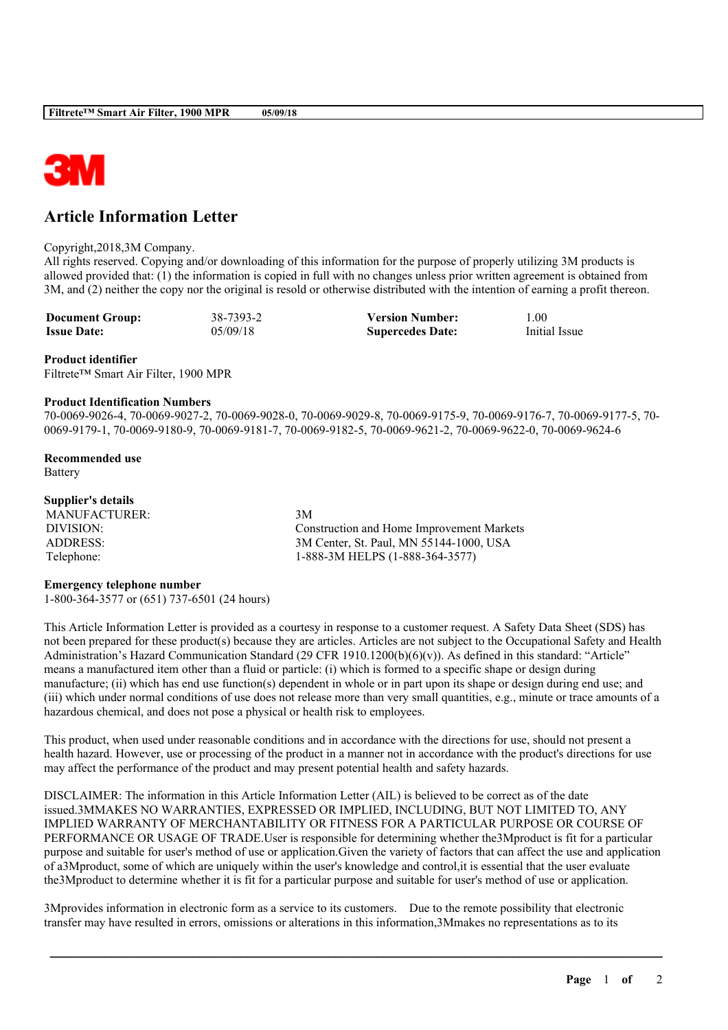# Article Information Letter

Copyright,2018,3M Company.
All rights reserved. Copying and/or downloading of this information for the purpose of properly utilizing 3M products is allowed provided that: (1) the information is copied in full with no changes unless prior written agreement is obtained from 3M, and (2) neither the copy nor the original is resold or otherwise distributed with the intention of earning a profit thereon.

| | | | |
|---|---|---|---|
| **Document Group:** | 38-7393-2 | **Version Number:** | 1.00 |
| **Issue Date:** | 05/09/18 | **Supercedes Date:** | Initial Issue |

**Product identifier**
Filtrete™ Smart Air Filter, 1900 MPR

**Product Identification Numbers**
70-0069-9026-4, 70-0069-9027-2, 70-0069-9028-0, 70-0069-9029-8, 70-0069-9175-9, 70-0069-9176-7, 70-0069-9177-5, 70-0069-9179-1, 70-0069-9180-9, 70-0069-9181-7, 70-0069-9182-5, 70-0069-9621-2, 70-0069-9622-0, 70-0069-9624-6

**Recommended use**
Battery

**Supplier's details**

| | |
|---|---|
| MANUFACTURER: | 3M |
| DIVISION: | Construction and Home Improvement Markets |
| ADDRESS: | 3M Center, St. Paul, MN 55144-1000, USA |
| Telephone: | 1-888-3M HELPS (1-888-364-3577) |

**Emergency telephone number**
1-800-364-3577 or (651) 737-6501 (24 hours)

This Article Information Letter is provided as a courtesy in response to a customer request. A Safety Data Sheet (SDS) has not been prepared for these product(s) because they are articles. Articles are not subject to the Occupational Safety and Health Administration's Hazard Communication Standard (29 CFR 1910.1200(b)(6)(v)). As defined in this standard: "Article" means a manufactured item other than a fluid or particle: (i) which is formed to a specific shape or design during manufacture; (ii) which has end use function(s) dependent in whole or in part upon its shape or design during end use; and (iii) which under normal conditions of use does not release more than very small quantities, e.g., minute or trace amounts of a hazardous chemical, and does not pose a physical or health risk to employees.

This product, when used under reasonable conditions and in accordance with the directions for use, should not present a health hazard. However, use or processing of the product in a manner not in accordance with the product's directions for use may affect the performance of the product and may present potential health and safety hazards.

DISCLAIMER: The information in this Article Information Letter (AIL) is believed to be correct as of the date issued.3MMAKES NO WARRANTIES, EXPRESSED OR IMPLIED, INCLUDING, BUT NOT LIMITED TO, ANY IMPLIED WARRANTY OF MERCHANTABILITY OR FITNESS FOR A PARTICULAR PURPOSE OR COURSE OF PERFORMANCE OR USAGE OF TRADE.User is responsible for determining whether the3Mproduct is fit for a particular purpose and suitable for user's method of use or application.Given the variety of factors that can affect the use and application of a3Mproduct, some of which are uniquely within the user's knowledge and control,it is essential that the user evaluate the3Mproduct to determine whether it is fit for a particular purpose and suitable for user's method of use or application.

3Mprovides information in electronic form as a service to its customers. Due to the remote possibility that electronic transfer may have resulted in errors, omissions or alterations in this information,3Mmakes no representations as to its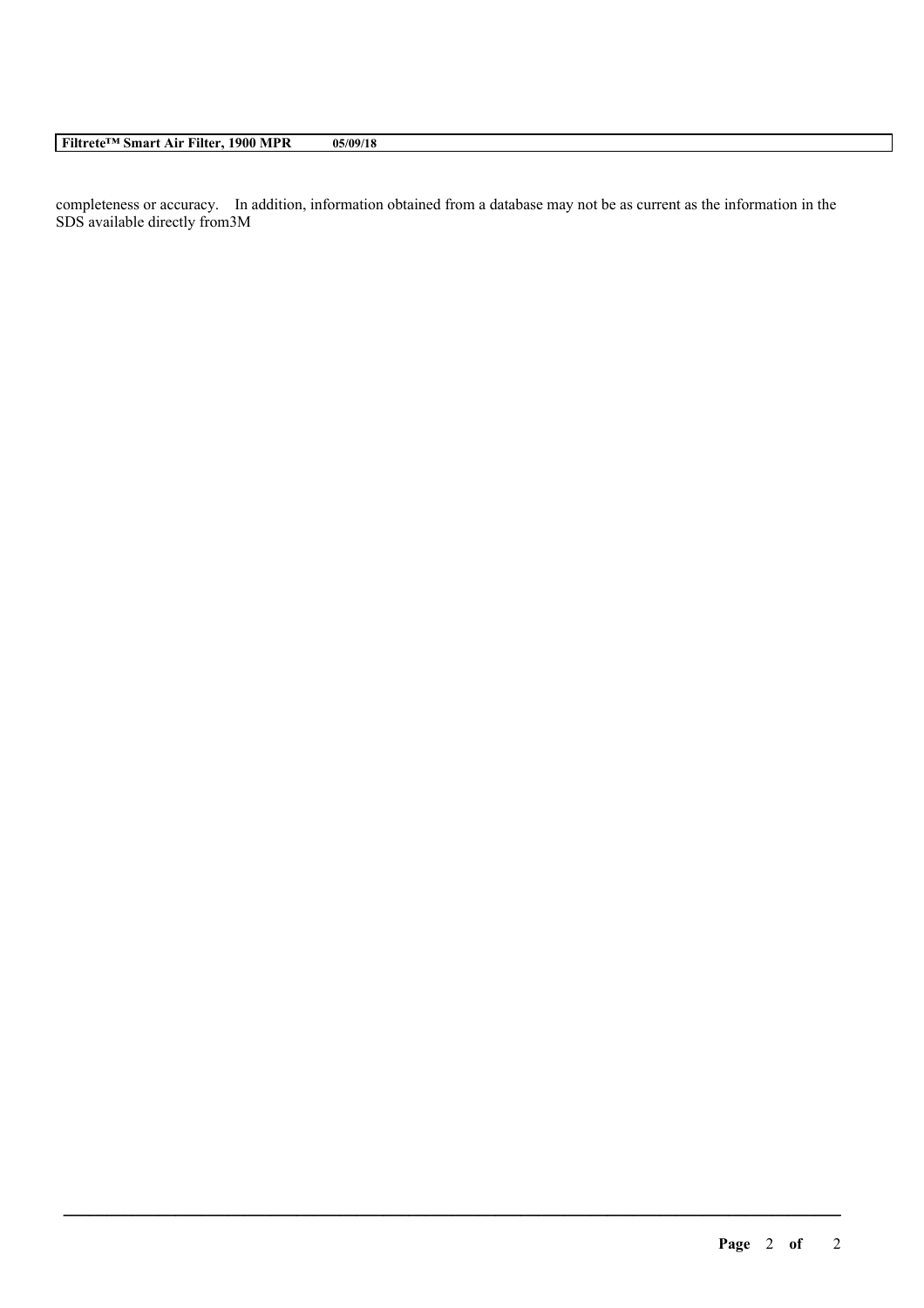completeness or accuracy. In addition, information obtained from a database may not be as current as the information in the SDS available directly from3M